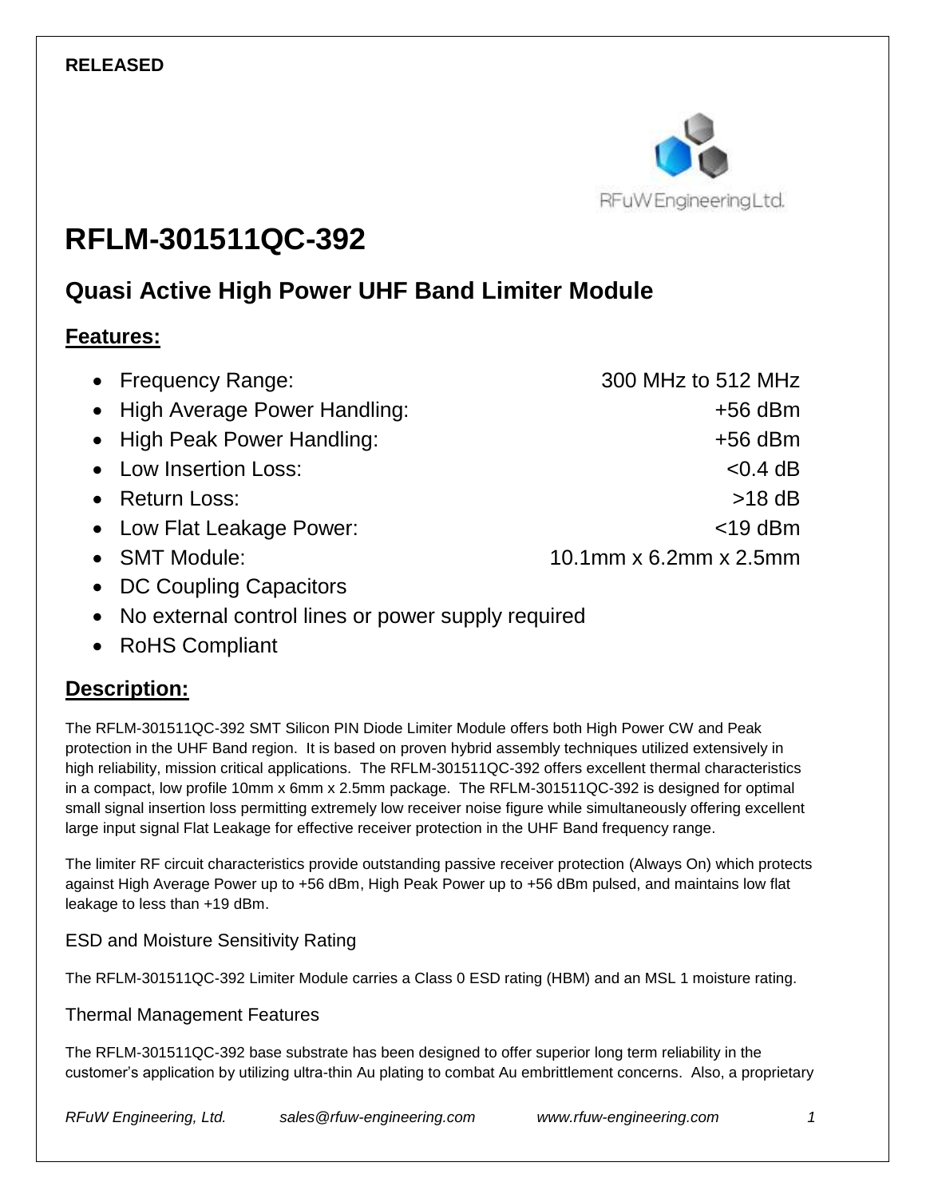**RELEASED**

RFuW Engineering Ltd.

# RFLM-301511QC-392

## Quasi Active High Power UHF Band Limiter Module

### Features:

- Frequency Range: 300 MHz to 512 MHz
- High Average Power Handling: +56 dBm
- High Peak Power Handling: +56 dBm
- Low Insertion Loss: <0.4 dB
- Return Loss: >18 dB
- Low Flat Leakage Power: <19 dBm
- SMT Module: 10.1mm x 6.2mm x 2.5mm
- DC Coupling Capacitors
- No external control lines or power supply required
- RoHS Compliant

### Description:

The RFLM-301511QC-392 SMT Silicon PIN Diode Limiter Module offers both High Power CW and Peak protection in the UHF Band region. It is based on proven hybrid assembly techniques utilized extensively in high reliability, mission critical applications. The RFLM-301511QC-392 offers excellent thermal characteristics in a compact, low profile 10mm x 6mm x 2.5mm package. The RFLM-301511QC-392 is designed for optimal small signal insertion loss permitting extremely low receiver noise figure while simultaneously offering excellent large input signal Flat Leakage for effective receiver protection in the UHF Band frequency range.

The limiter RF circuit characteristics provide outstanding passive receiver protection (Always On) which protects against High Average Power up to +56 dBm, High Peak Power up to +56 dBm pulsed, and maintains low flat leakage to less than +19 dBm.

#### ESD and Moisture Sensitivity Rating

The RFLM-301511QC-392 Limiter Module carries a Class 0 ESD rating (HBM) and an MSL 1 moisture rating.

#### Thermal Management Features

The RFLM-301511QC-392 base substrate has been designed to offer superior long term reliability in the customer's application by utilizing ultra-thin Au plating to combat Au embrittlement concerns. Also, a proprietary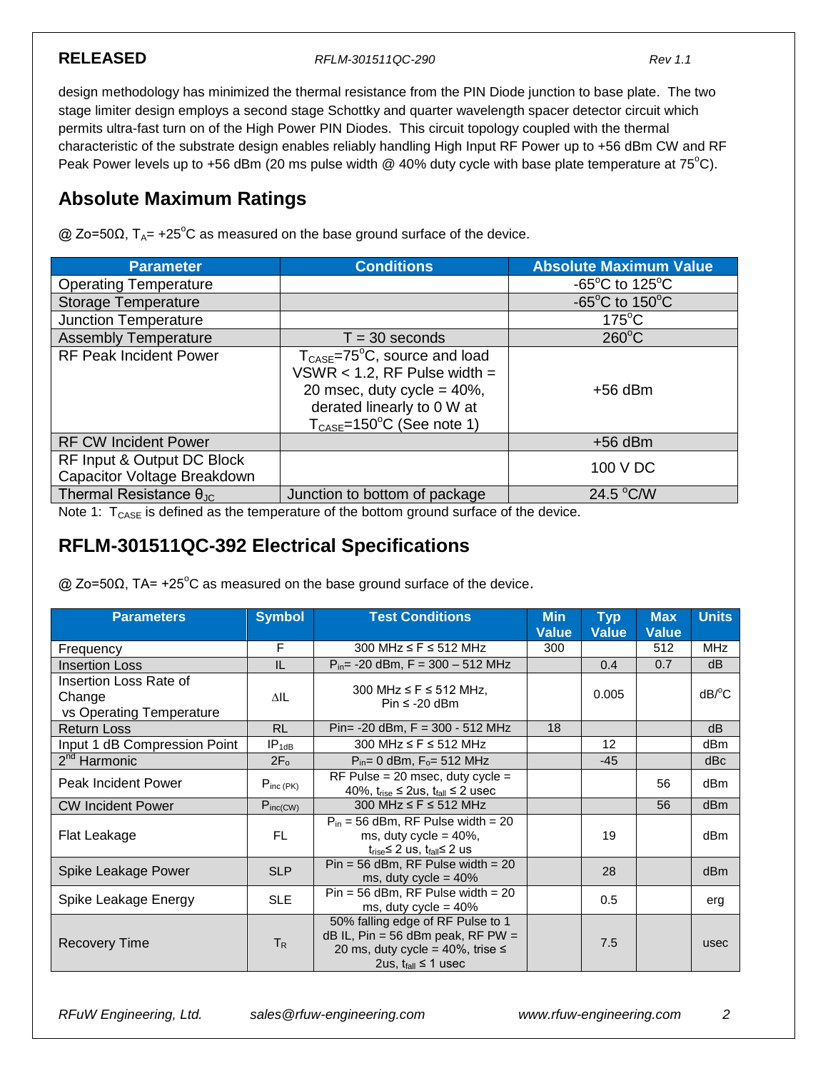design methodology has minimized the thermal resistance from the PIN Diode junction to base plate. The two stage limiter design employs a second stage Schottky and quarter wavelength spacer detector circuit which permits ultra-fast turn on of the High Power PIN Diodes. This circuit topology coupled with the thermal characteristic of the substrate design enables reliably handling High Input RF Power up to +56 dBm CW and RF Peak Power levels up to +56 dBm (20 ms pulse width @ 40% duty cycle with base plate temperature at 75°C).

## Absolute Maximum Ratings

@ Zo=50Ω, $T_A$= +25°C as measured on the base ground surface of the device.

| Parameter | Conditions | Absolute Maximum Value |
|---|---|---|
| Operating Temperature | | -65°C to 125°C |
| Storage Temperature | | -65°C to 150°C |
| Junction Temperature | | 175°C |
| Assembly Temperature | T = 30 seconds | 260°C |
| RF Peak Incident Power | $T_{CASE}$=75°C, source and load VSWR < 1.2, RF Pulse width = 20 msec, duty cycle = 40%, derated linearly to 0 W at $T_{CASE}$=150°C (See note 1) | +56 dBm |
| RF CW Incident Power | | +56 dBm |
| RF Input & Output DC Block Capacitor Voltage Breakdown | | 100 V DC |
| Thermal Resistance $\theta_{JC}$ | Junction to bottom of package | 24.5 °C/W |

Note 1: $T_{CASE}$ is defined as the temperature of the bottom ground surface of the device.

## RFLM-301511QC-392 Electrical Specifications

@ Zo=50Ω, TA= +25°C as measured on the base ground surface of the device.

| Parameters | Symbol | Test Conditions | Min Value | Typ Value | Max Value | Units |
|---|---|---|---|---|---|---|
| Frequency | F | 300 MHz ≤ F ≤ 512 MHz | 300 | | 512 | MHz |
| Insertion Loss | IL | $P_{in}$= -20 dBm, F = 300 – 512 MHz | | 0.4 | 0.7 | dB |
| Insertion Loss Rate of Change vs Operating Temperature | ΔIL | 300 MHz ≤ F ≤ 512 MHz, Pin ≤ -20 dBm | | 0.005 | | dB/°C |
| Return Loss | RL | Pin= -20 dBm, F = 300 - 512 MHz | 18 | | | dB |
| Input 1 dB Compression Point | $IP_{1dB}$ | 300 MHz ≤ F ≤ 512 MHz | | 12 | | dBm |
| 2nd Harmonic | $2F_o$ | $P_{in}$= 0 dBm, $F_o$= 512 MHz | | -45 | | dBc |
| Peak Incident Power | $P_{inc\,(PK)}$ | RF Pulse = 20 msec, duty cycle = 40%, $t_{rise}$ ≤ 2us, $t_{fall}$ ≤ 2 usec | | | 56 | dBm |
| CW Incident Power | $P_{inc(CW)}$ | 300 MHz ≤ F ≤ 512 MHz | | | 56 | dBm |
| Flat Leakage | FL | $P_{in}$ = 56 dBm, RF Pulse width = 20 ms, duty cycle = 40%, $t_{rise}$≤ 2 us, $t_{fall}$≤ 2 us | | 19 | | dBm |
| Spike Leakage Power | SLP | Pin = 56 dBm, RF Pulse width = 20 ms, duty cycle = 40% | | 28 | | dBm |
| Spike Leakage Energy | SLE | Pin = 56 dBm, RF Pulse width = 20 ms, duty cycle = 40% | | 0.5 | | erg |
| Recovery Time | $T_R$ | 50% falling edge of RF Pulse to 1 dB IL, Pin = 56 dBm peak, RF PW = 20 ms, duty cycle = 40%, trise ≤ 2us, $t_{fall}$ ≤ 1 usec | | 7.5 | | usec |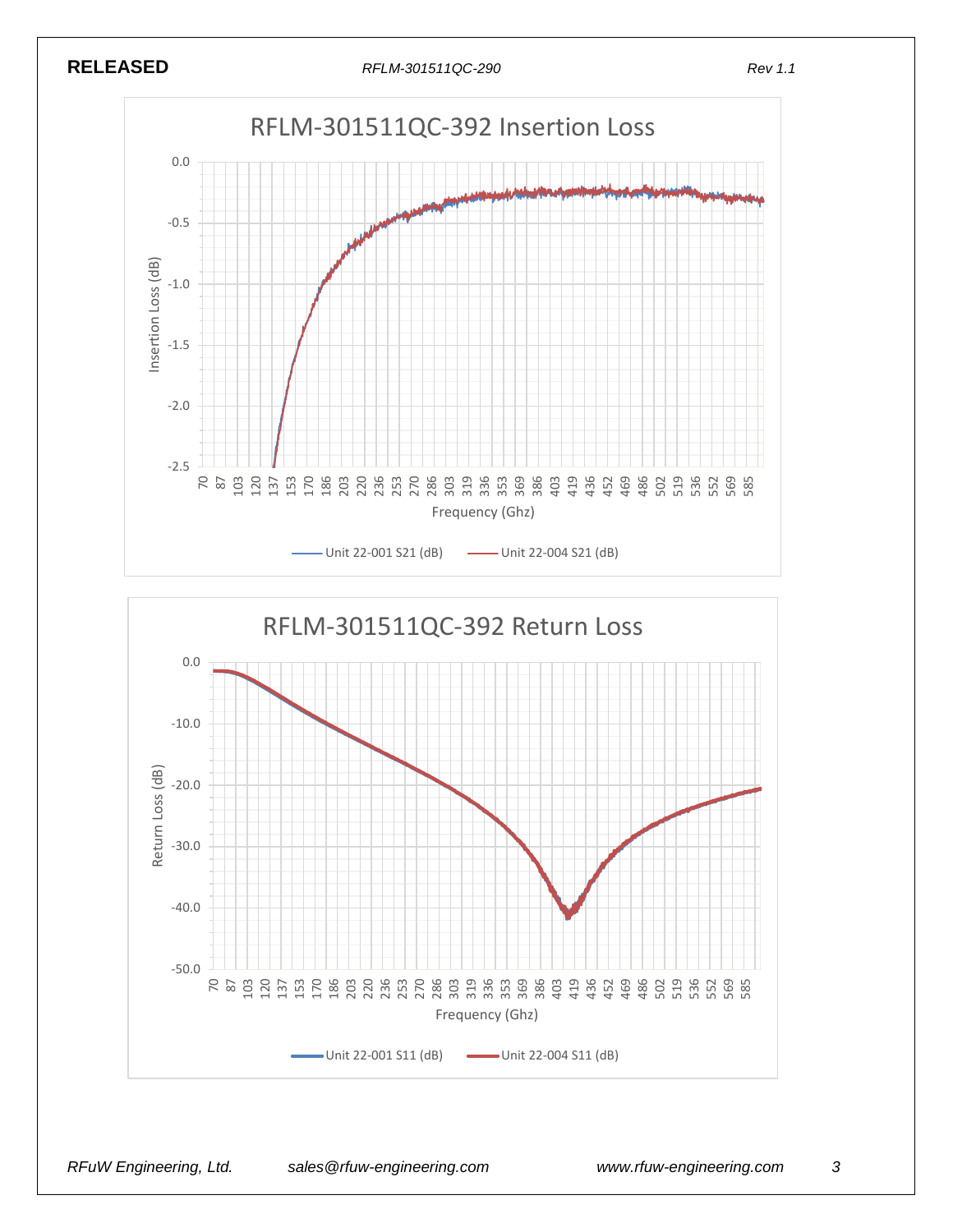RFLM-301511QC-392 Insertion Loss

RFLM-301511QC-392 Return Loss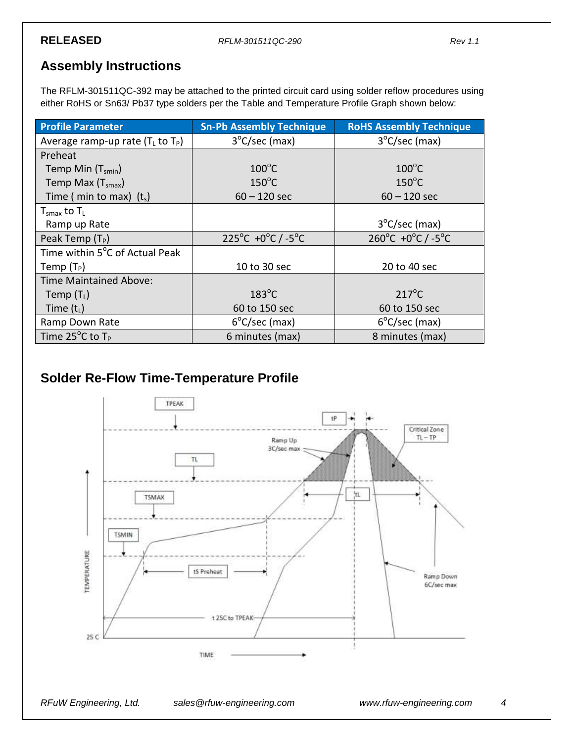## Assembly Instructions

The RFLM-301511QC-392 may be attached to the printed circuit card using solder reflow procedures using either RoHS or Sn63/ Pb37 type solders per the Table and Temperature Profile Graph shown below:

| Profile Parameter | Sn-Pb Assembly Technique | RoHS Assembly Technique |
|---|---|---|
| Average ramp-up rate ($T_L$ to $T_P$) | 3°C/sec (max) | 3°C/sec (max) |
| Preheat<br>Temp Min ($T_{smin}$)<br>Temp Max ($T_{smax}$)<br>Time ( min to max) ($t_s$) | <br>100°C<br>150°C<br>60 – 120 sec | <br>100°C<br>150°C<br>60 – 120 sec |
| $T_{smax}$ to $T_L$<br>Ramp up Rate | | <br>3°C/sec (max) |
| Peak Temp ($T_P$) | 225°C +0°C / -5°C | 260°C +0°C / -5°C |
| Time within 5°C of Actual Peak Temp ($T_P$) | 10 to 30 sec | 20 to 40 sec |
| Time Maintained Above:<br>Temp ($T_L$)<br>Time ($t_L$) | <br>183°C<br>60 to 150 sec | <br>217°C<br>60 to 150 sec |
| Ramp Down Rate | 6°C/sec (max) | 6°C/sec (max) |
| Time 25°C to $T_P$ | 6 minutes (max) | 8 minutes (max) |

## Solder Re-Flow Time-Temperature Profile

TPEAK
tP
Critical Zone TL – TP
Ramp Up 3C/sec max
TL
tL
TSMAX
TSMIN
tS Preheat
Ramp Down 6C/sec max
TEMPERATURE
t 25C to TPEAK
25 C
TIME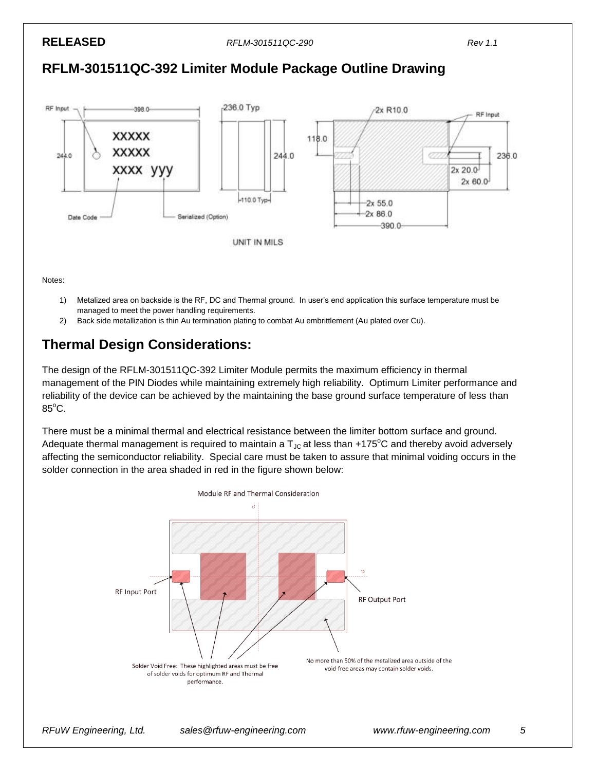## RFLM-301511QC-392 Limiter Module Package Outline Drawing

Notes:

1) Metalized area on backside is the RF, DC and Thermal ground. In user's end application this surface temperature must be managed to meet the power handling requirements.
2) Back side metallization is thin Au termination plating to combat Au embrittlement (Au plated over Cu).

## Thermal Design Considerations:

The design of the RFLM-301511QC-392 Limiter Module permits the maximum efficiency in thermal management of the PIN Diodes while maintaining extremely high reliability. Optimum Limiter performance and reliability of the device can be achieved by the maintaining the base ground surface temperature of less than 85°C.

There must be a minimal thermal and electrical resistance between the limiter bottom surface and ground. Adequate thermal management is required to maintain a $T_{JC}$ at less than +175°C and thereby avoid adversely affecting the semiconductor reliability. Special care must be taken to assure that minimal voiding occurs in the solder connection in the area shaded in red in the figure shown below: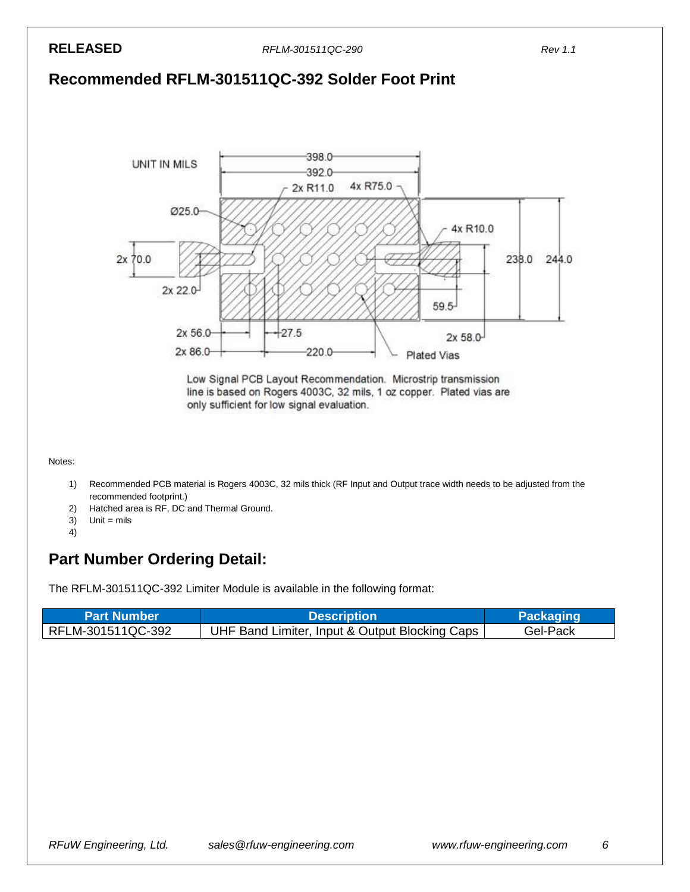## Recommended RFLM-301511QC-392 Solder Foot Print

UNIT IN MILS

398.0

392.0

2x R11.0

4x R75.0

Ø25.0

4x R10.0

2x 70.0

238.0

244.0

2x 22.0

59.5

2x 56.0

27.5

2x 58.0

2x 86.0

220.0

Plated Vias

Low Signal PCB Layout Recommendation. Microstrip transmission line is based on Rogers 4003C, 32 mils, 1 oz copper. Plated vias are only sufficient for low signal evaluation.

Notes:

1) Recommended PCB material is Rogers 4003C, 32 mils thick (RF Input and Output trace width needs to be adjusted from the recommended footprint.)
2) Hatched area is RF, DC and Thermal Ground.
3) Unit = mils
4)

## Part Number Ordering Detail:

The RFLM-301511QC-392 Limiter Module is available in the following format:

| Part Number | Description | Packaging |
|---|---|---|
| RFLM-301511QC-392 | UHF Band Limiter, Input & Output Blocking Caps | Gel-Pack |